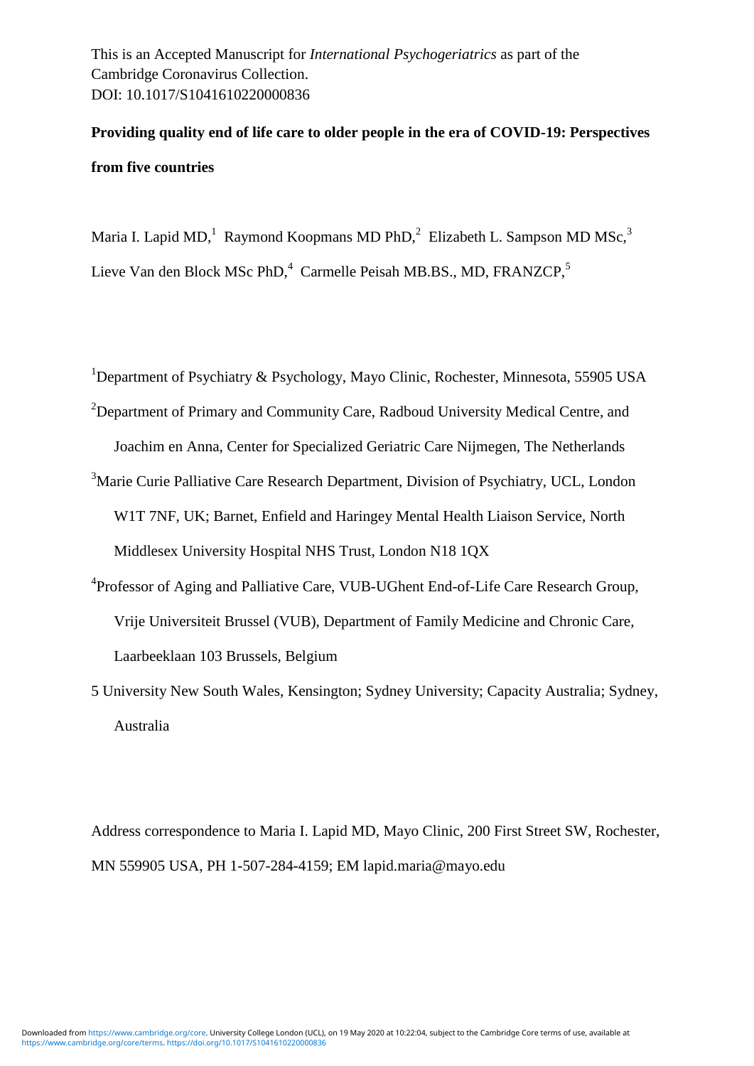This is an Accepted Manuscript for *International Psychogeriatrics* as part of the Cambridge Coronavirus Collection.
DOI: 10.1017/S1041610220000836

# Providing quality end of life care to older people in the era of COVID-19: Perspectives from five countries

Maria I. Lapid MD,[1] Raymond Koopmans MD PhD,[2] Elizabeth L. Sampson MD MSc,[3] Lieve Van den Block MSc PhD,[4] Carmelle Peisah MB.BS., MD, FRANZCP,[5]

[1]Department of Psychiatry & Psychology, Mayo Clinic, Rochester, Minnesota, 55905 USA

[2]Department of Primary and Community Care, Radboud University Medical Centre, and Joachim en Anna, Center for Specialized Geriatric Care Nijmegen, The Netherlands

[3]Marie Curie Palliative Care Research Department, Division of Psychiatry, UCL, London W1T 7NF, UK; Barnet, Enfield and Haringey Mental Health Liaison Service, North Middlesex University Hospital NHS Trust, London N18 1QX

[4]Professor of Aging and Palliative Care, VUB-UGhent End-of-Life Care Research Group, Vrije Universiteit Brussel (VUB), Department of Family Medicine and Chronic Care, Laarbeeklaan 103 Brussels, Belgium

5 University New South Wales, Kensington; Sydney University; Capacity Australia; Sydney, Australia

Address correspondence to Maria I. Lapid MD, Mayo Clinic, 200 First Street SW, Rochester, MN 559905 USA, PH 1-507-284-4159; EM lapid.maria@mayo.edu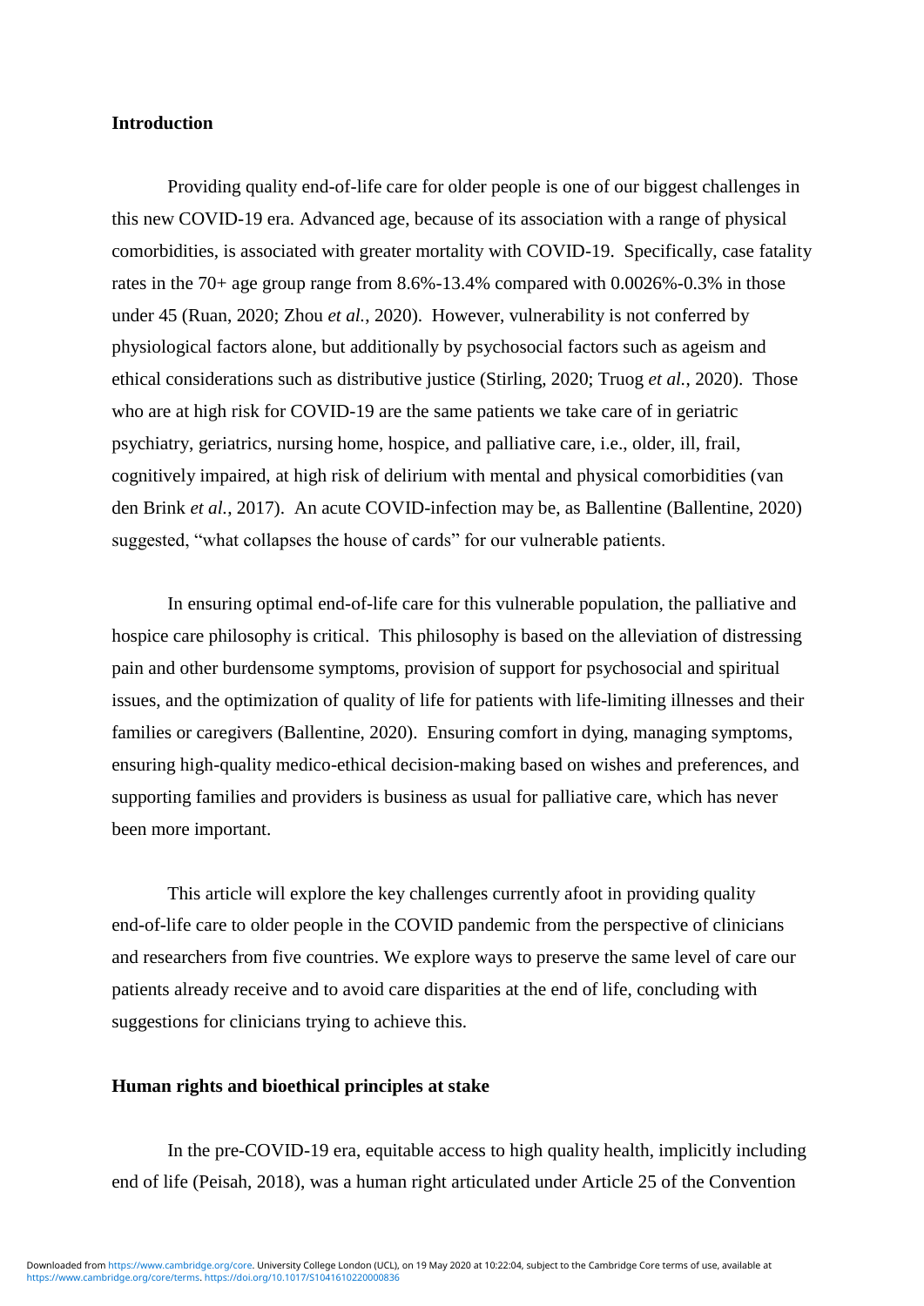## Introduction

Providing quality end-of-life care for older people is one of our biggest challenges in this new COVID-19 era. Advanced age, because of its association with a range of physical comorbidities, is associated with greater mortality with COVID-19. Specifically, case fatality rates in the 70+ age group range from 8.6%-13.4% compared with 0.0026%-0.3% in those under 45 (Ruan, 2020; Zhou *et al.*, 2020). However, vulnerability is not conferred by physiological factors alone, but additionally by psychosocial factors such as ageism and ethical considerations such as distributive justice (Stirling, 2020; Truog *et al.*, 2020). Those who are at high risk for COVID-19 are the same patients we take care of in geriatric psychiatry, geriatrics, nursing home, hospice, and palliative care, i.e., older, ill, frail, cognitively impaired, at high risk of delirium with mental and physical comorbidities (van den Brink *et al.*, 2017). An acute COVID-infection may be, as Ballentine (Ballentine, 2020) suggested, "what collapses the house of cards" for our vulnerable patients.

In ensuring optimal end-of-life care for this vulnerable population, the palliative and hospice care philosophy is critical. This philosophy is based on the alleviation of distressing pain and other burdensome symptoms, provision of support for psychosocial and spiritual issues, and the optimization of quality of life for patients with life-limiting illnesses and their families or caregivers (Ballentine, 2020). Ensuring comfort in dying, managing symptoms, ensuring high-quality medico-ethical decision-making based on wishes and preferences, and supporting families and providers is business as usual for palliative care, which has never been more important.

This article will explore the key challenges currently afoot in providing quality end-of-life care to older people in the COVID pandemic from the perspective of clinicians and researchers from five countries. We explore ways to preserve the same level of care our patients already receive and to avoid care disparities at the end of life, concluding with suggestions for clinicians trying to achieve this.

## Human rights and bioethical principles at stake

In the pre-COVID-19 era, equitable access to high quality health, implicitly including end of life (Peisah, 2018), was a human right articulated under Article 25 of the Convention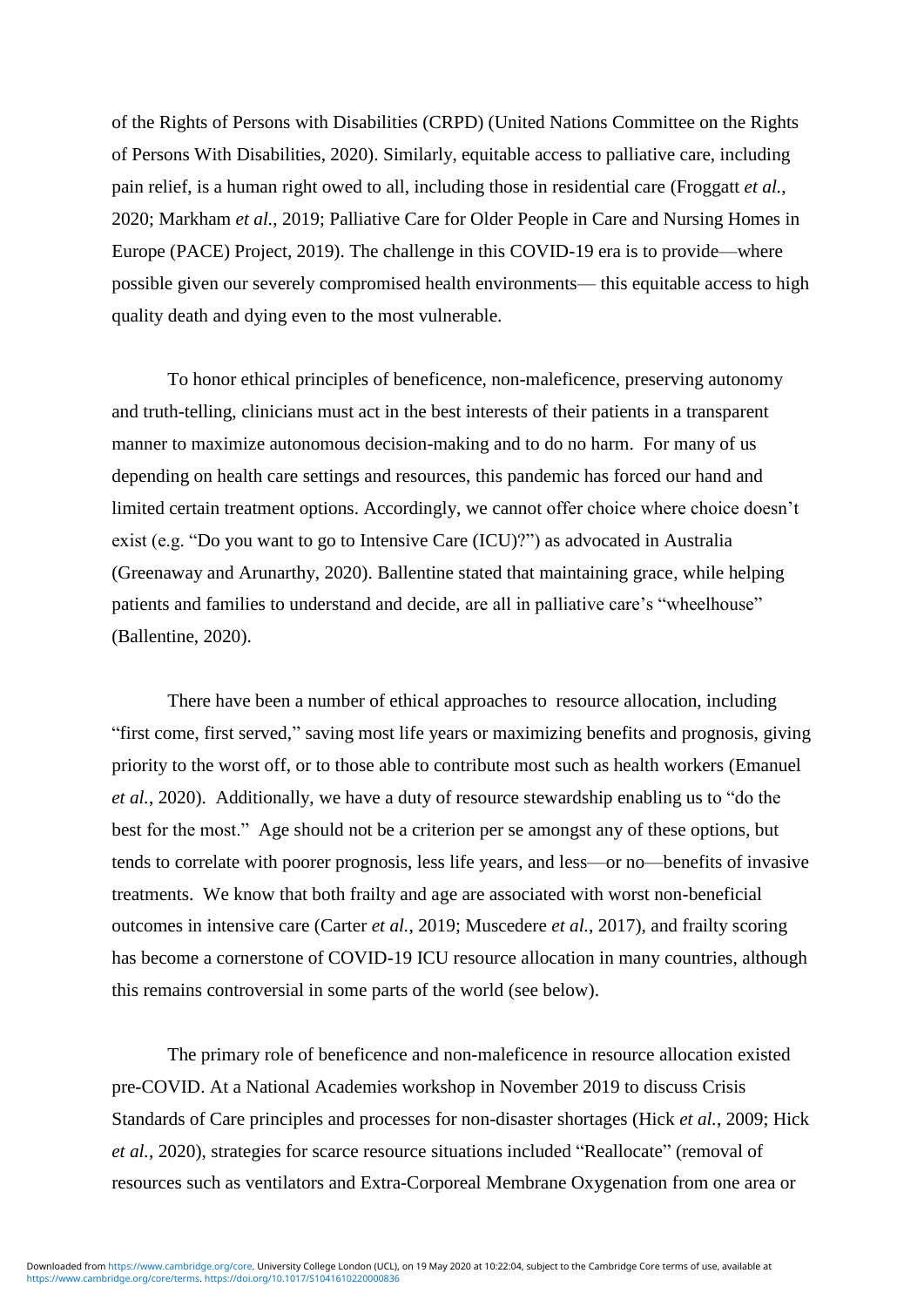of the Rights of Persons with Disabilities (CRPD) (United Nations Committee on the Rights of Persons With Disabilities, 2020). Similarly, equitable access to palliative care, including pain relief, is a human right owed to all, including those in residential care (Froggatt *et al.*, 2020; Markham *et al.*, 2019; Palliative Care for Older People in Care and Nursing Homes in Europe (PACE) Project, 2019). The challenge in this COVID-19 era is to provide—where possible given our severely compromised health environments— this equitable access to high quality death and dying even to the most vulnerable.

To honor ethical principles of beneficence, non-maleficence, preserving autonomy and truth-telling, clinicians must act in the best interests of their patients in a transparent manner to maximize autonomous decision-making and to do no harm. For many of us depending on health care settings and resources, this pandemic has forced our hand and limited certain treatment options. Accordingly, we cannot offer choice where choice doesn't exist (e.g. "Do you want to go to Intensive Care (ICU)?") as advocated in Australia (Greenaway and Arunarthy, 2020). Ballentine stated that maintaining grace, while helping patients and families to understand and decide, are all in palliative care's "wheelhouse" (Ballentine, 2020).

There have been a number of ethical approaches to resource allocation, including "first come, first served," saving most life years or maximizing benefits and prognosis, giving priority to the worst off, or to those able to contribute most such as health workers (Emanuel *et al.*, 2020). Additionally, we have a duty of resource stewardship enabling us to "do the best for the most." Age should not be a criterion per se amongst any of these options, but tends to correlate with poorer prognosis, less life years, and less—or no—benefits of invasive treatments. We know that both frailty and age are associated with worst non-beneficial outcomes in intensive care (Carter *et al.*, 2019; Muscedere *et al.*, 2017), and frailty scoring has become a cornerstone of COVID-19 ICU resource allocation in many countries, although this remains controversial in some parts of the world (see below).

The primary role of beneficence and non-maleficence in resource allocation existed pre-COVID. At a National Academies workshop in November 2019 to discuss Crisis Standards of Care principles and processes for non-disaster shortages (Hick *et al.*, 2009; Hick *et al.*, 2020), strategies for scarce resource situations included "Reallocate" (removal of resources such as ventilators and Extra-Corporeal Membrane Oxygenation from one area or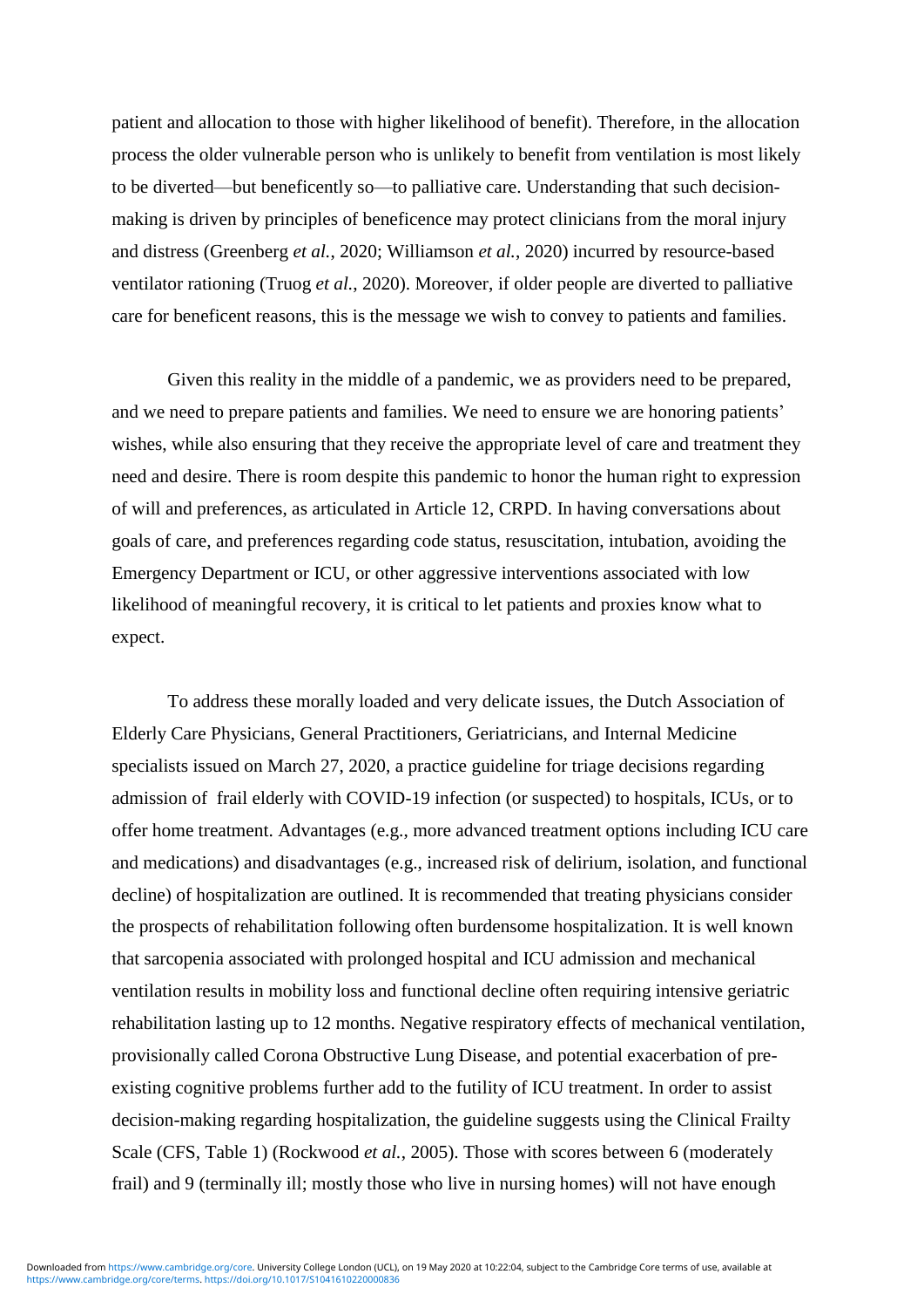patient and allocation to those with higher likelihood of benefit). Therefore, in the allocation process the older vulnerable person who is unlikely to benefit from ventilation is most likely to be diverted—but beneficently so—to palliative care. Understanding that such decision-making is driven by principles of beneficence may protect clinicians from the moral injury and distress (Greenberg *et al.*, 2020; Williamson *et al.*, 2020) incurred by resource-based ventilator rationing (Truog *et al.*, 2020). Moreover, if older people are diverted to palliative care for beneficent reasons, this is the message we wish to convey to patients and families.

Given this reality in the middle of a pandemic, we as providers need to be prepared, and we need to prepare patients and families. We need to ensure we are honoring patients' wishes, while also ensuring that they receive the appropriate level of care and treatment they need and desire. There is room despite this pandemic to honor the human right to expression of will and preferences, as articulated in Article 12, CRPD. In having conversations about goals of care, and preferences regarding code status, resuscitation, intubation, avoiding the Emergency Department or ICU, or other aggressive interventions associated with low likelihood of meaningful recovery, it is critical to let patients and proxies know what to expect.

To address these morally loaded and very delicate issues, the Dutch Association of Elderly Care Physicians, General Practitioners, Geriatricians, and Internal Medicine specialists issued on March 27, 2020, a practice guideline for triage decisions regarding admission of frail elderly with COVID-19 infection (or suspected) to hospitals, ICUs, or to offer home treatment. Advantages (e.g., more advanced treatment options including ICU care and medications) and disadvantages (e.g., increased risk of delirium, isolation, and functional decline) of hospitalization are outlined. It is recommended that treating physicians consider the prospects of rehabilitation following often burdensome hospitalization. It is well known that sarcopenia associated with prolonged hospital and ICU admission and mechanical ventilation results in mobility loss and functional decline often requiring intensive geriatric rehabilitation lasting up to 12 months. Negative respiratory effects of mechanical ventilation, provisionally called Corona Obstructive Lung Disease, and potential exacerbation of pre-existing cognitive problems further add to the futility of ICU treatment. In order to assist decision-making regarding hospitalization, the guideline suggests using the Clinical Frailty Scale (CFS, Table 1) (Rockwood *et al.*, 2005). Those with scores between 6 (moderately frail) and 9 (terminally ill; mostly those who live in nursing homes) will not have enough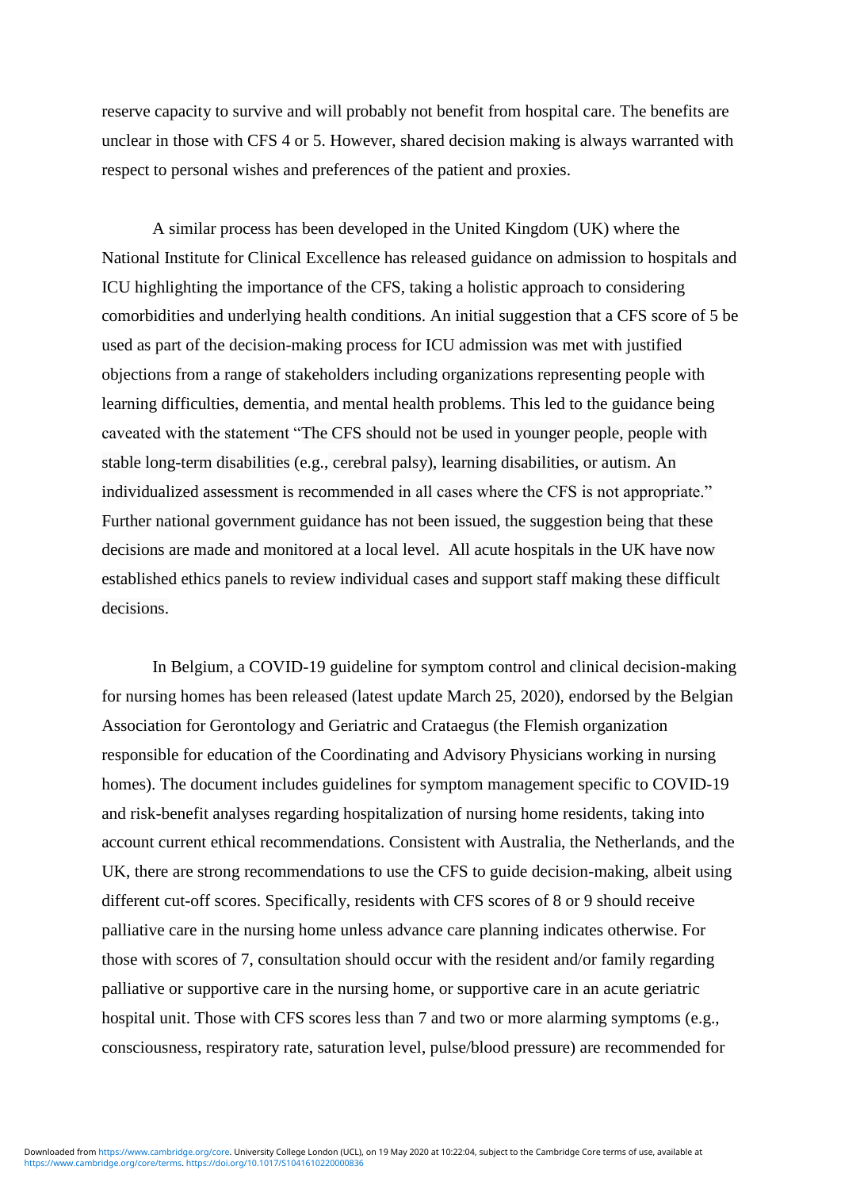reserve capacity to survive and will probably not benefit from hospital care. The benefits are unclear in those with CFS 4 or 5. However, shared decision making is always warranted with respect to personal wishes and preferences of the patient and proxies.

A similar process has been developed in the United Kingdom (UK) where the National Institute for Clinical Excellence has released guidance on admission to hospitals and ICU highlighting the importance of the CFS, taking a holistic approach to considering comorbidities and underlying health conditions. An initial suggestion that a CFS score of 5 be used as part of the decision-making process for ICU admission was met with justified objections from a range of stakeholders including organizations representing people with learning difficulties, dementia, and mental health problems. This led to the guidance being caveated with the statement "The CFS should not be used in younger people, people with stable long-term disabilities (e.g., cerebral palsy), learning disabilities, or autism. An individualized assessment is recommended in all cases where the CFS is not appropriate." Further national government guidance has not been issued, the suggestion being that these decisions are made and monitored at a local level. All acute hospitals in the UK have now established ethics panels to review individual cases and support staff making these difficult decisions.

In Belgium, a COVID-19 guideline for symptom control and clinical decision-making for nursing homes has been released (latest update March 25, 2020), endorsed by the Belgian Association for Gerontology and Geriatric and Crataegus (the Flemish organization responsible for education of the Coordinating and Advisory Physicians working in nursing homes). The document includes guidelines for symptom management specific to COVID-19 and risk-benefit analyses regarding hospitalization of nursing home residents, taking into account current ethical recommendations. Consistent with Australia, the Netherlands, and the UK, there are strong recommendations to use the CFS to guide decision-making, albeit using different cut-off scores. Specifically, residents with CFS scores of 8 or 9 should receive palliative care in the nursing home unless advance care planning indicates otherwise. For those with scores of 7, consultation should occur with the resident and/or family regarding palliative or supportive care in the nursing home, or supportive care in an acute geriatric hospital unit. Those with CFS scores less than 7 and two or more alarming symptoms (e.g., consciousness, respiratory rate, saturation level, pulse/blood pressure) are recommended for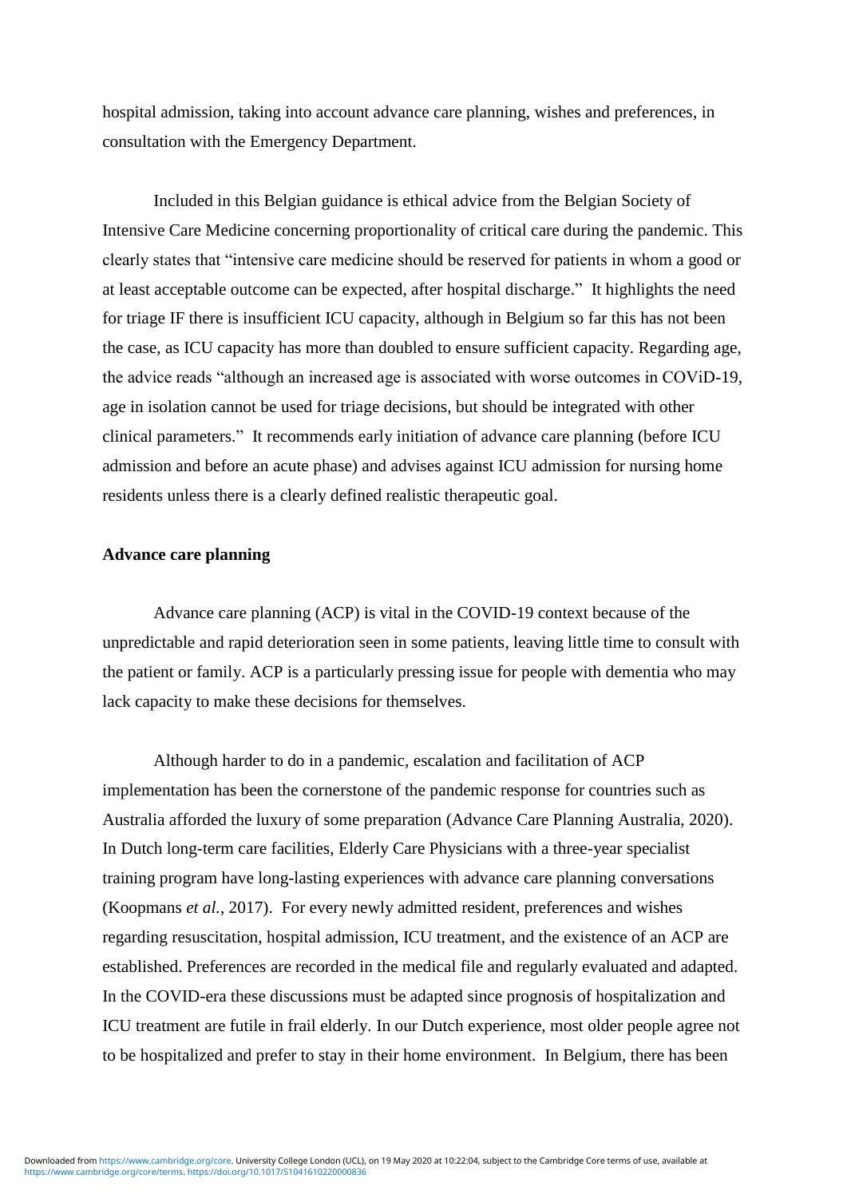hospital admission, taking into account advance care planning, wishes and preferences, in consultation with the Emergency Department.

Included in this Belgian guidance is ethical advice from the Belgian Society of Intensive Care Medicine concerning proportionality of critical care during the pandemic. This clearly states that "intensive care medicine should be reserved for patients in whom a good or at least acceptable outcome can be expected, after hospital discharge." It highlights the need for triage IF there is insufficient ICU capacity, although in Belgium so far this has not been the case, as ICU capacity has more than doubled to ensure sufficient capacity. Regarding age, the advice reads "although an increased age is associated with worse outcomes in COViD-19, age in isolation cannot be used for triage decisions, but should be integrated with other clinical parameters." It recommends early initiation of advance care planning (before ICU admission and before an acute phase) and advises against ICU admission for nursing home residents unless there is a clearly defined realistic therapeutic goal.

**Advance care planning**

Advance care planning (ACP) is vital in the COVID-19 context because of the unpredictable and rapid deterioration seen in some patients, leaving little time to consult with the patient or family. ACP is a particularly pressing issue for people with dementia who may lack capacity to make these decisions for themselves.

Although harder to do in a pandemic, escalation and facilitation of ACP implementation has been the cornerstone of the pandemic response for countries such as Australia afforded the luxury of some preparation (Advance Care Planning Australia, 2020). In Dutch long-term care facilities, Elderly Care Physicians with a three-year specialist training program have long-lasting experiences with advance care planning conversations (Koopmans *et al.*, 2017). For every newly admitted resident, preferences and wishes regarding resuscitation, hospital admission, ICU treatment, and the existence of an ACP are established. Preferences are recorded in the medical file and regularly evaluated and adapted. In the COVID-era these discussions must be adapted since prognosis of hospitalization and ICU treatment are futile in frail elderly. In our Dutch experience, most older people agree not to be hospitalized and prefer to stay in their home environment. In Belgium, there has been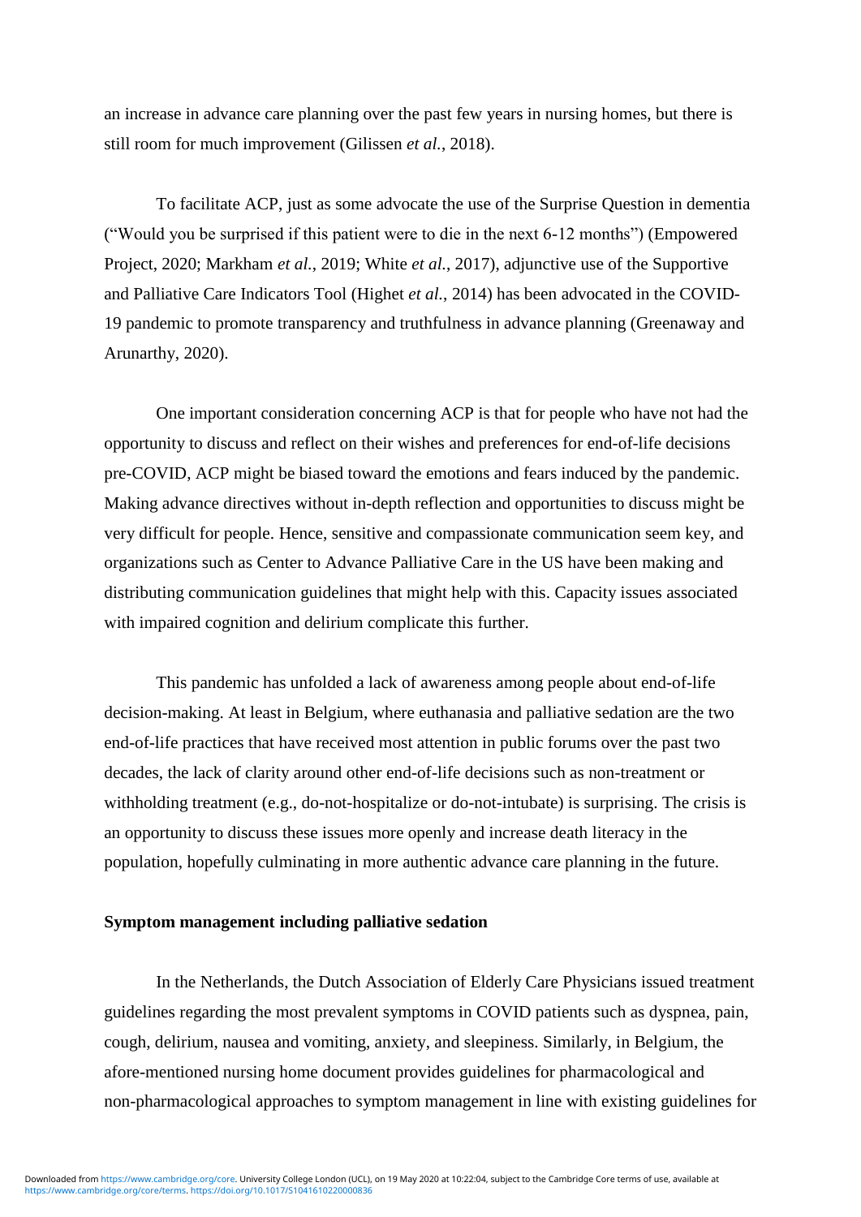an increase in advance care planning over the past few years in nursing homes, but there is still room for much improvement (Gilissen *et al.*, 2018).

To facilitate ACP, just as some advocate the use of the Surprise Question in dementia ("Would you be surprised if this patient were to die in the next 6-12 months") (Empowered Project, 2020; Markham *et al.*, 2019; White *et al.*, 2017), adjunctive use of the Supportive and Palliative Care Indicators Tool (Highet *et al.*, 2014) has been advocated in the COVID-19 pandemic to promote transparency and truthfulness in advance planning (Greenaway and Arunarthy, 2020).

One important consideration concerning ACP is that for people who have not had the opportunity to discuss and reflect on their wishes and preferences for end-of-life decisions pre-COVID, ACP might be biased toward the emotions and fears induced by the pandemic. Making advance directives without in-depth reflection and opportunities to discuss might be very difficult for people. Hence, sensitive and compassionate communication seem key, and organizations such as Center to Advance Palliative Care in the US have been making and distributing communication guidelines that might help with this. Capacity issues associated with impaired cognition and delirium complicate this further.

This pandemic has unfolded a lack of awareness among people about end-of-life decision-making. At least in Belgium, where euthanasia and palliative sedation are the two end-of-life practices that have received most attention in public forums over the past two decades, the lack of clarity around other end-of-life decisions such as non-treatment or withholding treatment (e.g., do-not-hospitalize or do-not-intubate) is surprising. The crisis is an opportunity to discuss these issues more openly and increase death literacy in the population, hopefully culminating in more authentic advance care planning in the future.

**Symptom management including palliative sedation**

In the Netherlands, the Dutch Association of Elderly Care Physicians issued treatment guidelines regarding the most prevalent symptoms in COVID patients such as dyspnea, pain, cough, delirium, nausea and vomiting, anxiety, and sleepiness. Similarly, in Belgium, the afore-mentioned nursing home document provides guidelines for pharmacological and non-pharmacological approaches to symptom management in line with existing guidelines for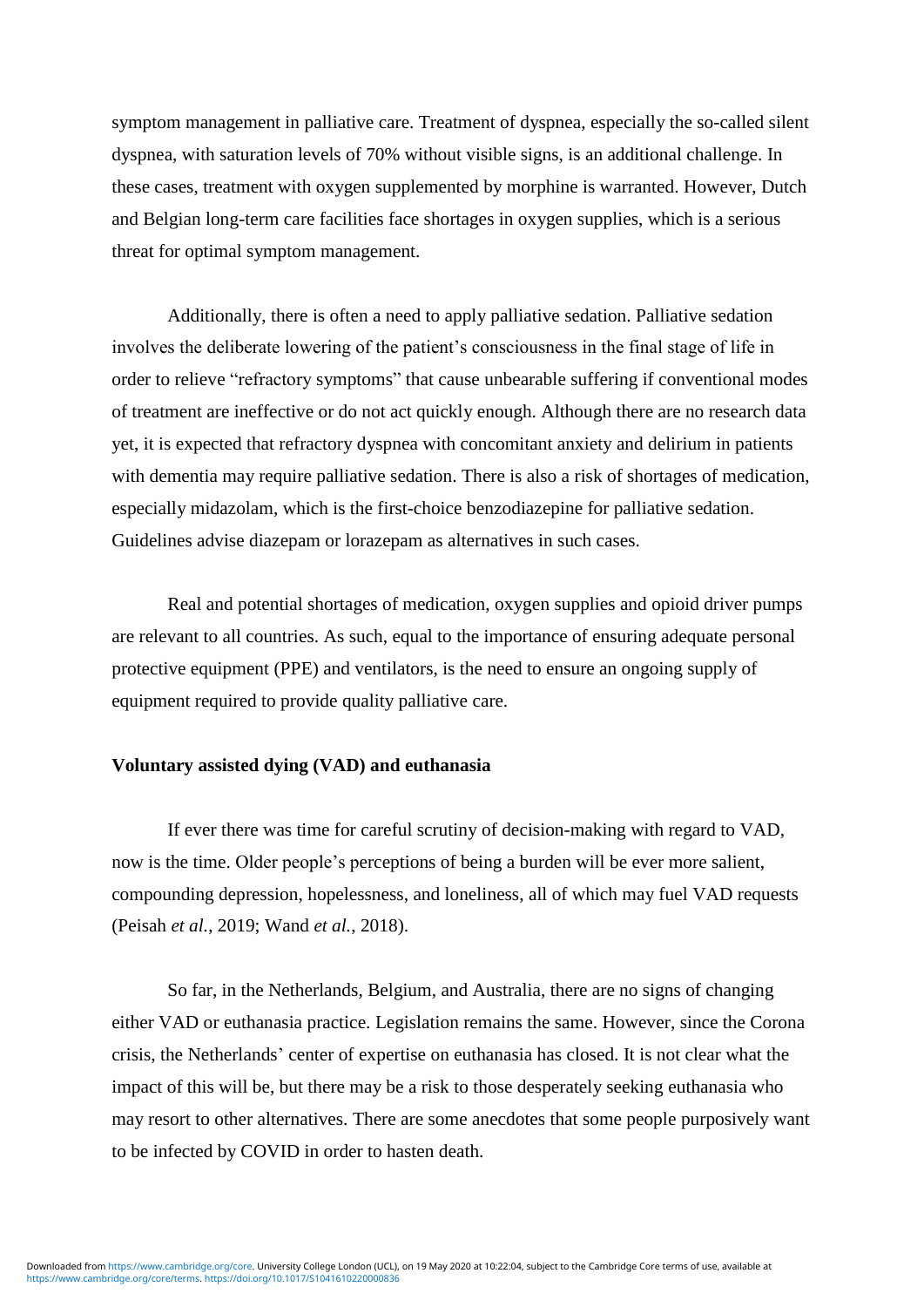symptom management in palliative care. Treatment of dyspnea, especially the so-called silent dyspnea, with saturation levels of 70% without visible signs, is an additional challenge. In these cases, treatment with oxygen supplemented by morphine is warranted. However, Dutch and Belgian long-term care facilities face shortages in oxygen supplies, which is a serious threat for optimal symptom management.

Additionally, there is often a need to apply palliative sedation. Palliative sedation involves the deliberate lowering of the patient's consciousness in the final stage of life in order to relieve "refractory symptoms" that cause unbearable suffering if conventional modes of treatment are ineffective or do not act quickly enough. Although there are no research data yet, it is expected that refractory dyspnea with concomitant anxiety and delirium in patients with dementia may require palliative sedation. There is also a risk of shortages of medication, especially midazolam, which is the first-choice benzodiazepine for palliative sedation. Guidelines advise diazepam or lorazepam as alternatives in such cases.

Real and potential shortages of medication, oxygen supplies and opioid driver pumps are relevant to all countries. As such, equal to the importance of ensuring adequate personal protective equipment (PPE) and ventilators, is the need to ensure an ongoing supply of equipment required to provide quality palliative care.

**Voluntary assisted dying (VAD) and euthanasia**

If ever there was time for careful scrutiny of decision-making with regard to VAD, now is the time. Older people's perceptions of being a burden will be ever more salient, compounding depression, hopelessness, and loneliness, all of which may fuel VAD requests (Peisah *et al.*, 2019; Wand *et al.*, 2018).

So far, in the Netherlands, Belgium, and Australia, there are no signs of changing either VAD or euthanasia practice. Legislation remains the same. However, since the Corona crisis, the Netherlands' center of expertise on euthanasia has closed. It is not clear what the impact of this will be, but there may be a risk to those desperately seeking euthanasia who may resort to other alternatives. There are some anecdotes that some people purposively want to be infected by COVID in order to hasten death.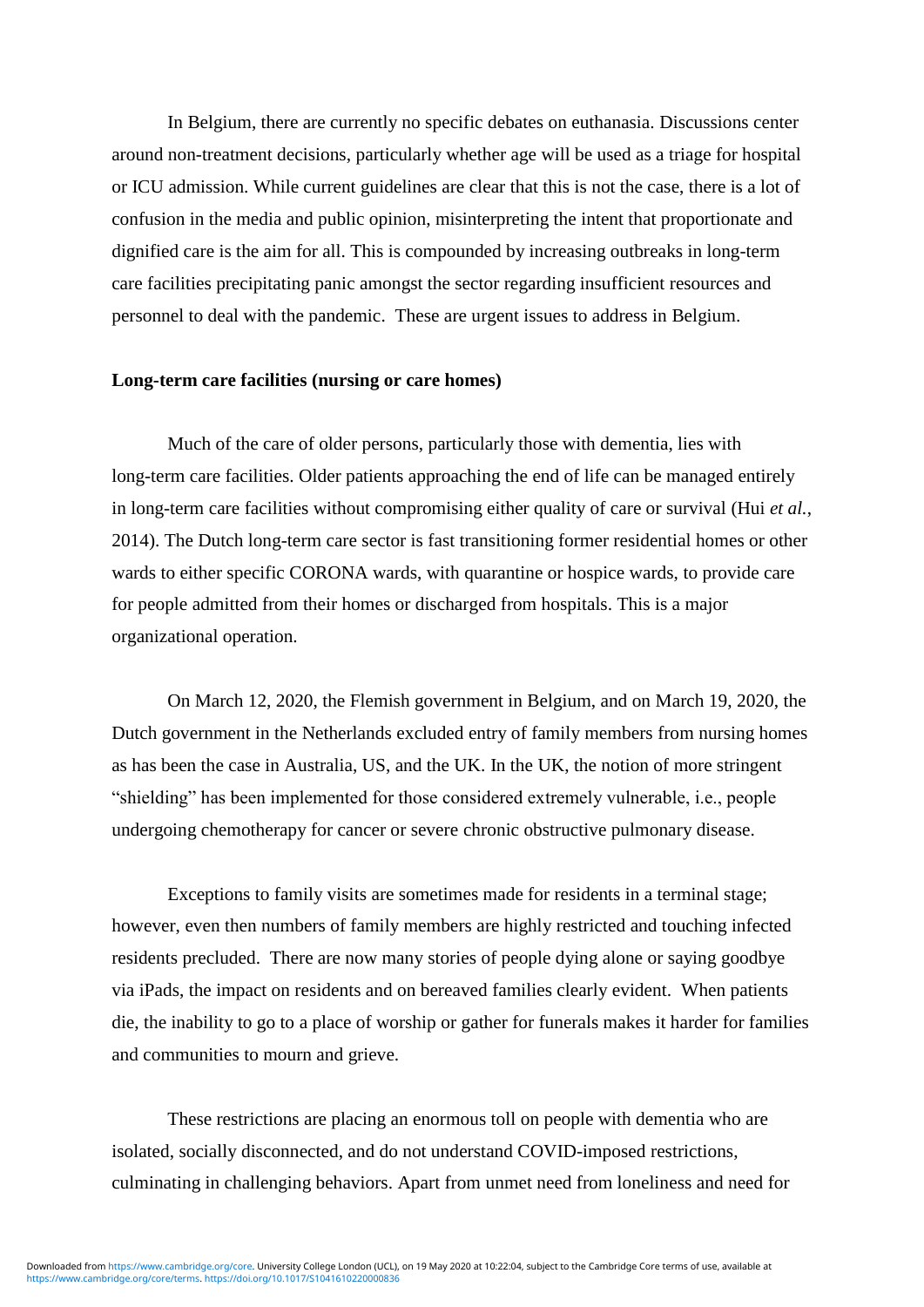In Belgium, there are currently no specific debates on euthanasia. Discussions center around non-treatment decisions, particularly whether age will be used as a triage for hospital or ICU admission. While current guidelines are clear that this is not the case, there is a lot of confusion in the media and public opinion, misinterpreting the intent that proportionate and dignified care is the aim for all. This is compounded by increasing outbreaks in long-term care facilities precipitating panic amongst the sector regarding insufficient resources and personnel to deal with the pandemic. These are urgent issues to address in Belgium.

**Long-term care facilities (nursing or care homes)**

Much of the care of older persons, particularly those with dementia, lies with long-term care facilities. Older patients approaching the end of life can be managed entirely in long-term care facilities without compromising either quality of care or survival (Hui *et al.*, 2014). The Dutch long-term care sector is fast transitioning former residential homes or other wards to either specific CORONA wards, with quarantine or hospice wards, to provide care for people admitted from their homes or discharged from hospitals. This is a major organizational operation.

On March 12, 2020, the Flemish government in Belgium, and on March 19, 2020, the Dutch government in the Netherlands excluded entry of family members from nursing homes as has been the case in Australia, US, and the UK. In the UK, the notion of more stringent "shielding" has been implemented for those considered extremely vulnerable, i.e., people undergoing chemotherapy for cancer or severe chronic obstructive pulmonary disease.

Exceptions to family visits are sometimes made for residents in a terminal stage; however, even then numbers of family members are highly restricted and touching infected residents precluded. There are now many stories of people dying alone or saying goodbye via iPads, the impact on residents and on bereaved families clearly evident. When patients die, the inability to go to a place of worship or gather for funerals makes it harder for families and communities to mourn and grieve.

These restrictions are placing an enormous toll on people with dementia who are isolated, socially disconnected, and do not understand COVID-imposed restrictions, culminating in challenging behaviors. Apart from unmet need from loneliness and need for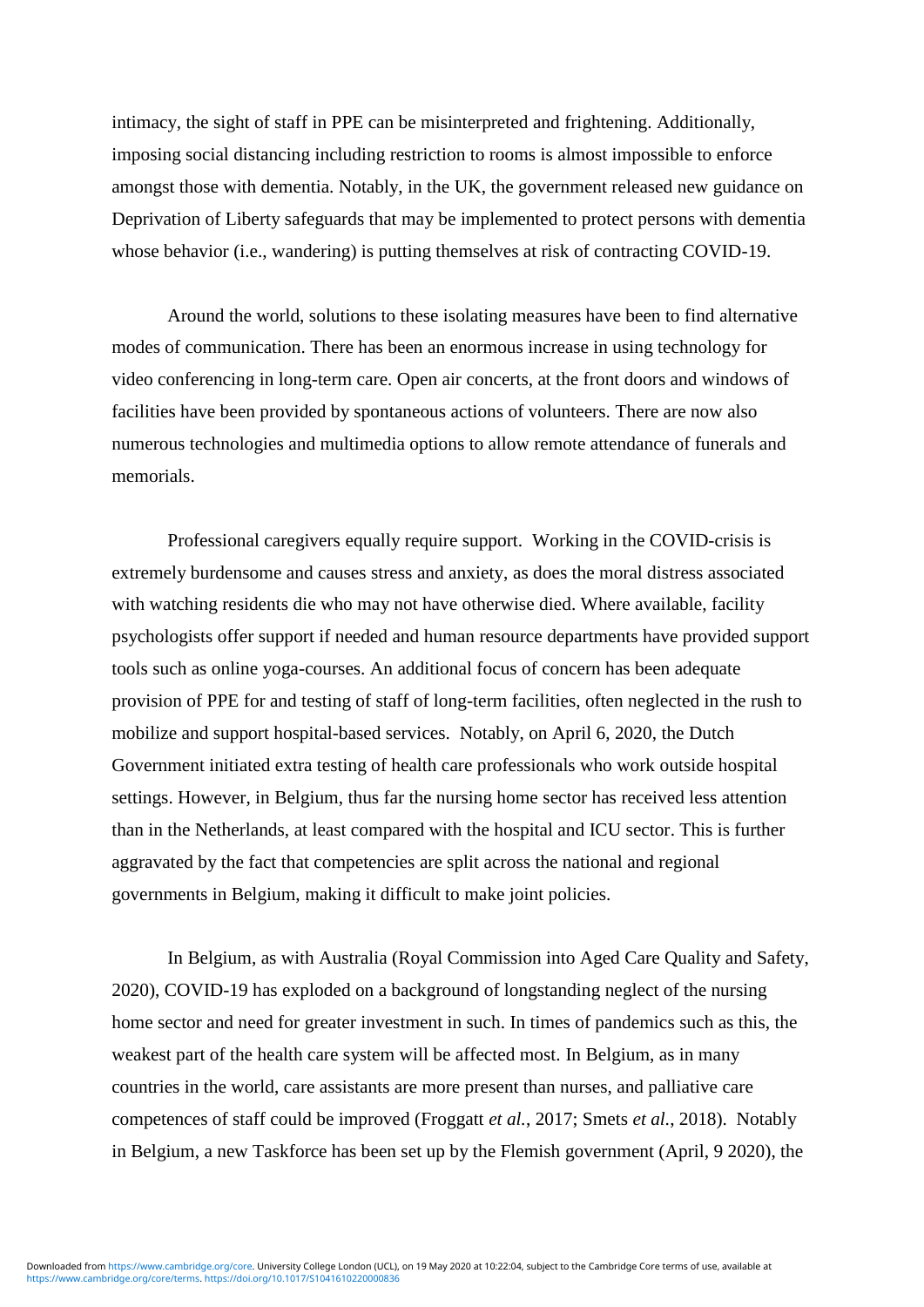intimacy, the sight of staff in PPE can be misinterpreted and frightening. Additionally, imposing social distancing including restriction to rooms is almost impossible to enforce amongst those with dementia. Notably, in the UK, the government released new guidance on Deprivation of Liberty safeguards that may be implemented to protect persons with dementia whose behavior (i.e., wandering) is putting themselves at risk of contracting COVID-19.

Around the world, solutions to these isolating measures have been to find alternative modes of communication. There has been an enormous increase in using technology for video conferencing in long-term care. Open air concerts, at the front doors and windows of facilities have been provided by spontaneous actions of volunteers. There are now also numerous technologies and multimedia options to allow remote attendance of funerals and memorials.

Professional caregivers equally require support. Working in the COVID-crisis is extremely burdensome and causes stress and anxiety, as does the moral distress associated with watching residents die who may not have otherwise died. Where available, facility psychologists offer support if needed and human resource departments have provided support tools such as online yoga-courses. An additional focus of concern has been adequate provision of PPE for and testing of staff of long-term facilities, often neglected in the rush to mobilize and support hospital-based services. Notably, on April 6, 2020, the Dutch Government initiated extra testing of health care professionals who work outside hospital settings. However, in Belgium, thus far the nursing home sector has received less attention than in the Netherlands, at least compared with the hospital and ICU sector. This is further aggravated by the fact that competencies are split across the national and regional governments in Belgium, making it difficult to make joint policies.

In Belgium, as with Australia (Royal Commission into Aged Care Quality and Safety, 2020), COVID-19 has exploded on a background of longstanding neglect of the nursing home sector and need for greater investment in such. In times of pandemics such as this, the weakest part of the health care system will be affected most. In Belgium, as in many countries in the world, care assistants are more present than nurses, and palliative care competences of staff could be improved (Froggatt *et al.*, 2017; Smets *et al.*, 2018). Notably in Belgium, a new Taskforce has been set up by the Flemish government (April, 9 2020), the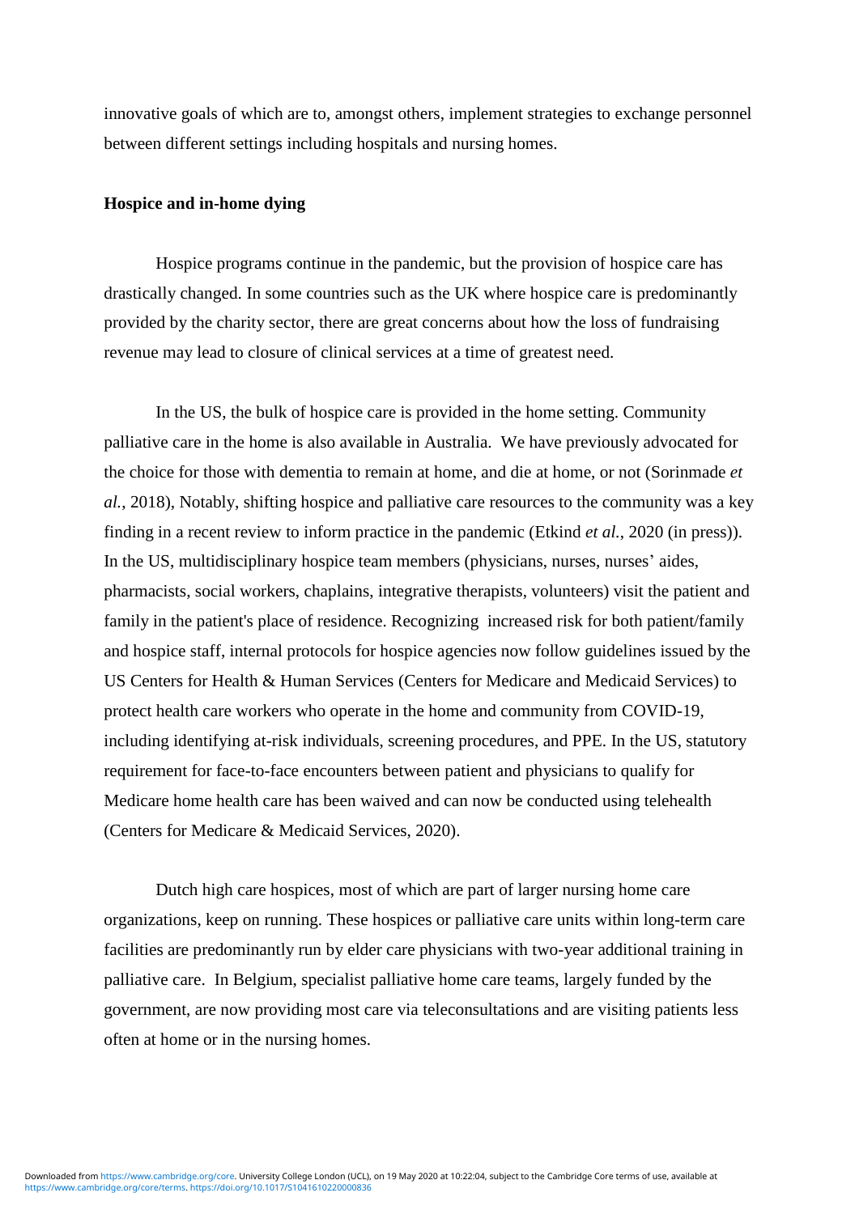innovative goals of which are to, amongst others, implement strategies to exchange personnel between different settings including hospitals and nursing homes.

**Hospice and in-home dying**

Hospice programs continue in the pandemic, but the provision of hospice care has drastically changed. In some countries such as the UK where hospice care is predominantly provided by the charity sector, there are great concerns about how the loss of fundraising revenue may lead to closure of clinical services at a time of greatest need.

In the US, the bulk of hospice care is provided in the home setting. Community palliative care in the home is also available in Australia. We have previously advocated for the choice for those with dementia to remain at home, and die at home, or not (Sorinmade *et al.*, 2018), Notably, shifting hospice and palliative care resources to the community was a key finding in a recent review to inform practice in the pandemic (Etkind *et al.*, 2020 (in press)). In the US, multidisciplinary hospice team members (physicians, nurses, nurses' aides, pharmacists, social workers, chaplains, integrative therapists, volunteers) visit the patient and family in the patient's place of residence. Recognizing increased risk for both patient/family and hospice staff, internal protocols for hospice agencies now follow guidelines issued by the US Centers for Health & Human Services (Centers for Medicare and Medicaid Services) to protect health care workers who operate in the home and community from COVID-19, including identifying at-risk individuals, screening procedures, and PPE. In the US, statutory requirement for face-to-face encounters between patient and physicians to qualify for Medicare home health care has been waived and can now be conducted using telehealth (Centers for Medicare & Medicaid Services, 2020).

Dutch high care hospices, most of which are part of larger nursing home care organizations, keep on running. These hospices or palliative care units within long-term care facilities are predominantly run by elder care physicians with two-year additional training in palliative care. In Belgium, specialist palliative home care teams, largely funded by the government, are now providing most care via teleconsultations and are visiting patients less often at home or in the nursing homes.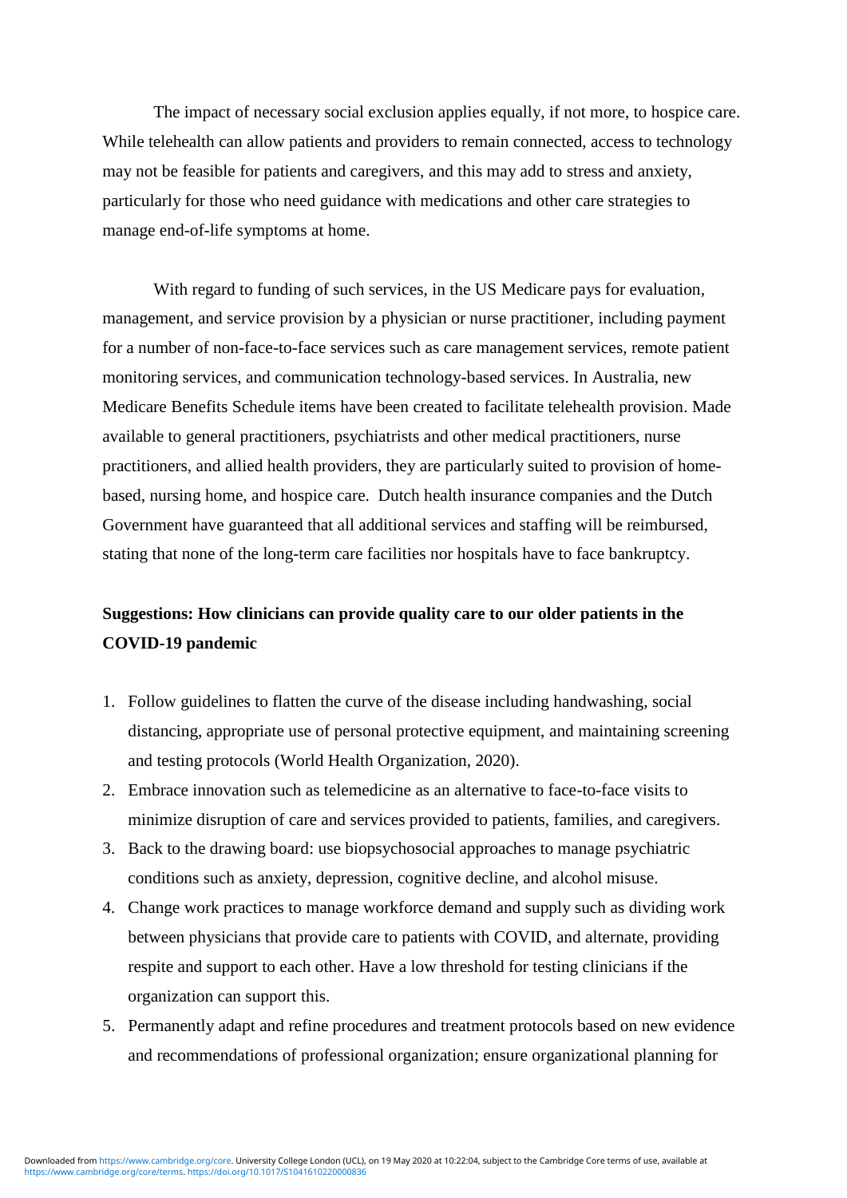The impact of necessary social exclusion applies equally, if not more, to hospice care. While telehealth can allow patients and providers to remain connected, access to technology may not be feasible for patients and caregivers, and this may add to stress and anxiety, particularly for those who need guidance with medications and other care strategies to manage end-of-life symptoms at home.

With regard to funding of such services, in the US Medicare pays for evaluation, management, and service provision by a physician or nurse practitioner, including payment for a number of non-face-to-face services such as care management services, remote patient monitoring services, and communication technology-based services. In Australia, new Medicare Benefits Schedule items have been created to facilitate telehealth provision. Made available to general practitioners, psychiatrists and other medical practitioners, nurse practitioners, and allied health providers, they are particularly suited to provision of home-based, nursing home, and hospice care. Dutch health insurance companies and the Dutch Government have guaranteed that all additional services and staffing will be reimbursed, stating that none of the long-term care facilities nor hospitals have to face bankruptcy.

**Suggestions: How clinicians can provide quality care to our older patients in the COVID-19 pandemic**

1. Follow guidelines to flatten the curve of the disease including handwashing, social distancing, appropriate use of personal protective equipment, and maintaining screening and testing protocols (World Health Organization, 2020).
2. Embrace innovation such as telemedicine as an alternative to face-to-face visits to minimize disruption of care and services provided to patients, families, and caregivers.
3. Back to the drawing board: use biopsychosocial approaches to manage psychiatric conditions such as anxiety, depression, cognitive decline, and alcohol misuse.
4. Change work practices to manage workforce demand and supply such as dividing work between physicians that provide care to patients with COVID, and alternate, providing respite and support to each other. Have a low threshold for testing clinicians if the organization can support this.
5. Permanently adapt and refine procedures and treatment protocols based on new evidence and recommendations of professional organization; ensure organizational planning for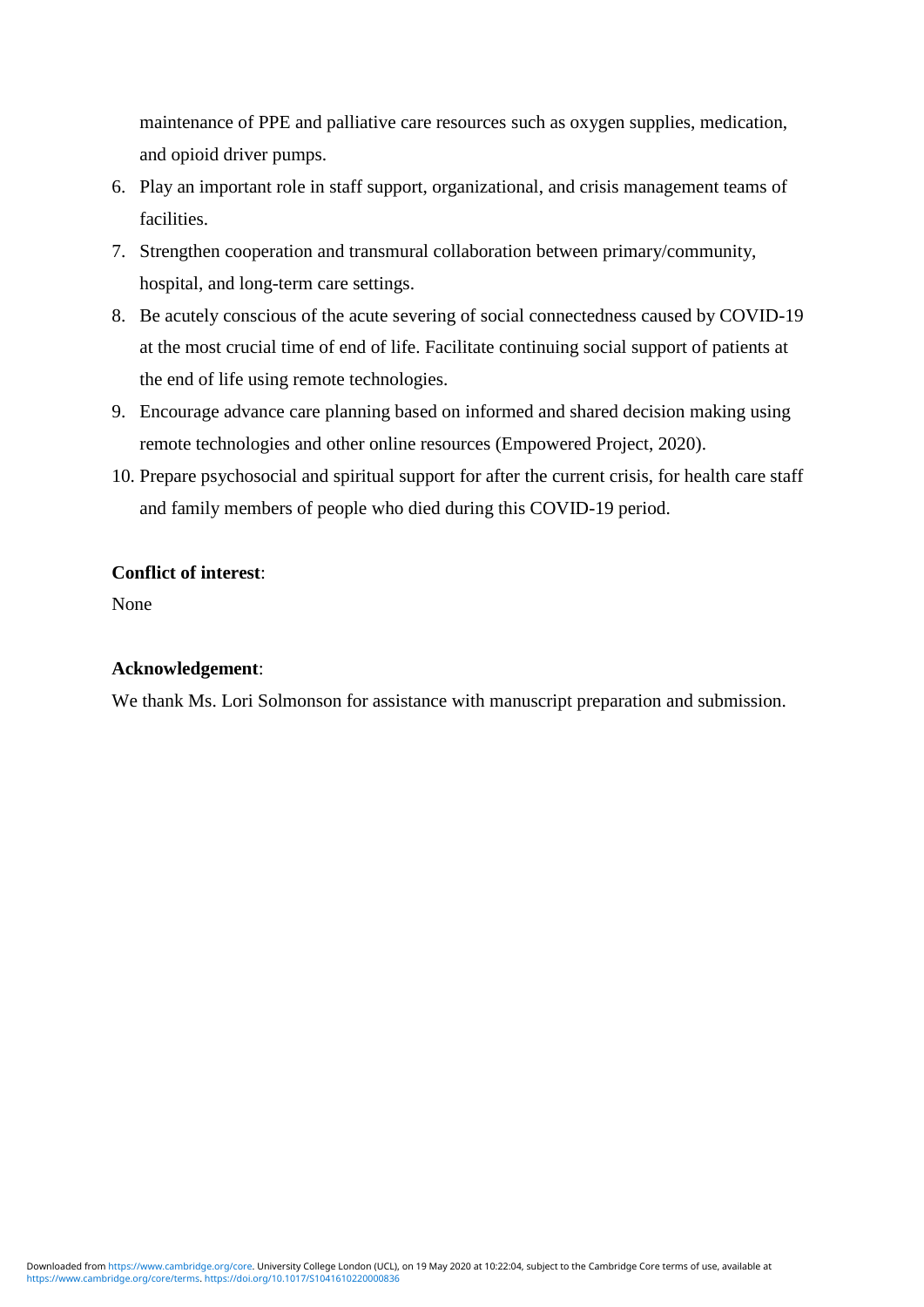maintenance of PPE and palliative care resources such as oxygen supplies, medication, and opioid driver pumps.

6. Play an important role in staff support, organizational, and crisis management teams of facilities.
7. Strengthen cooperation and transmural collaboration between primary/community, hospital, and long-term care settings.
8. Be acutely conscious of the acute severing of social connectedness caused by COVID-19 at the most crucial time of end of life. Facilitate continuing social support of patients at the end of life using remote technologies.
9. Encourage advance care planning based on informed and shared decision making using remote technologies and other online resources (Empowered Project, 2020).
10. Prepare psychosocial and spiritual support for after the current crisis, for health care staff and family members of people who died during this COVID-19 period.

**Conflict of interest**:

None

**Acknowledgement**:

We thank Ms. Lori Solmonson for assistance with manuscript preparation and submission.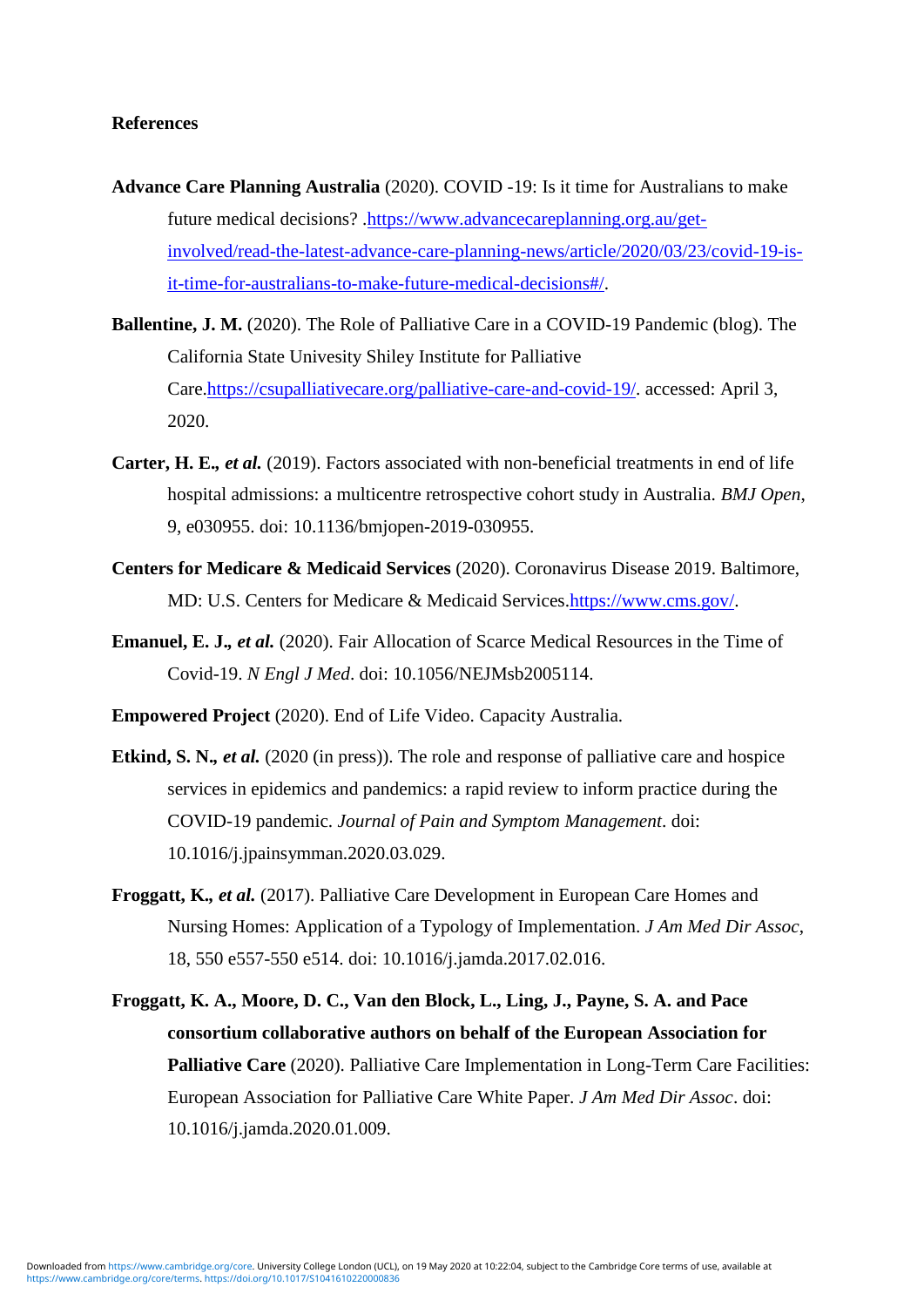## References

**Advance Care Planning Australia** (2020). COVID -19: Is it time for Australians to make future medical decisions? .https://www.advancecareplanning.org.au/get-involved/read-the-latest-advance-care-planning-news/article/2020/03/23/covid-19-is-it-time-for-australians-to-make-future-medical-decisions#/.

**Ballentine, J. M.** (2020). The Role of Palliative Care in a COVID-19 Pandemic (blog). The California State Univesity Shiley Institute for Palliative Care.https://csupalliativecare.org/palliative-care-and-covid-19/. accessed: April 3, 2020.

**Carter, H. E.,** ***et al.*** (2019). Factors associated with non-beneficial treatments in end of life hospital admissions: a multicentre retrospective cohort study in Australia. *BMJ Open*, 9, e030955. doi: 10.1136/bmjopen-2019-030955.

**Centers for Medicare & Medicaid Services** (2020). Coronavirus Disease 2019. Baltimore, MD: U.S. Centers for Medicare & Medicaid Services.https://www.cms.gov/.

**Emanuel, E. J.,** ***et al.*** (2020). Fair Allocation of Scarce Medical Resources in the Time of Covid-19. *N Engl J Med*. doi: 10.1056/NEJMsb2005114.

**Empowered Project** (2020). End of Life Video. Capacity Australia.

**Etkind, S. N.,** ***et al.*** (2020 (in press)). The role and response of palliative care and hospice services in epidemics and pandemics: a rapid review to inform practice during the COVID-19 pandemic. *Journal of Pain and Symptom Management*. doi: 10.1016/j.jpainsymman.2020.03.029.

**Froggatt, K.,** ***et al.*** (2017). Palliative Care Development in European Care Homes and Nursing Homes: Application of a Typology of Implementation. *J Am Med Dir Assoc*, 18, 550 e557-550 e514. doi: 10.1016/j.jamda.2017.02.016.

**Froggatt, K. A., Moore, D. C., Van den Block, L., Ling, J., Payne, S. A. and Pace consortium collaborative authors on behalf of the European Association for Palliative Care** (2020). Palliative Care Implementation in Long-Term Care Facilities: European Association for Palliative Care White Paper. *J Am Med Dir Assoc*. doi: 10.1016/j.jamda.2020.01.009.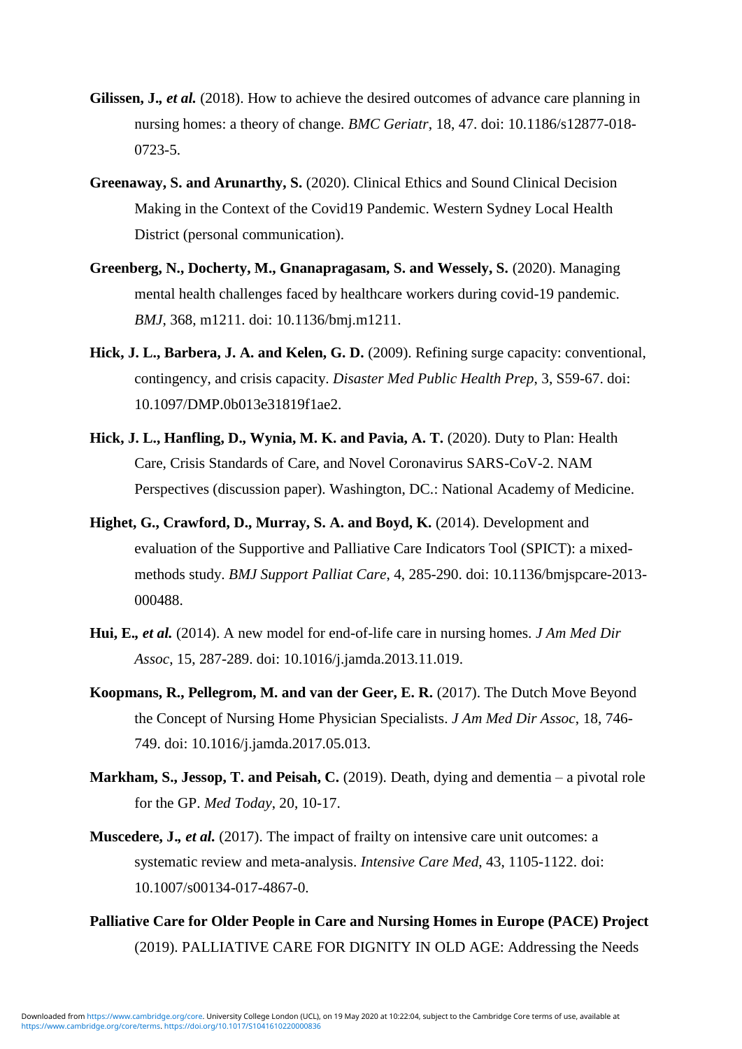**Gilissen, J.,** ***et al.*** (2018). How to achieve the desired outcomes of advance care planning in nursing homes: a theory of change. *BMC Geriatr*, 18, 47. doi: 10.1186/s12877-018-0723-5.

**Greenaway, S. and Arunarthy, S.** (2020). Clinical Ethics and Sound Clinical Decision Making in the Context of the Covid19 Pandemic. Western Sydney Local Health District (personal communication).

**Greenberg, N., Docherty, M., Gnanapragasam, S. and Wessely, S.** (2020). Managing mental health challenges faced by healthcare workers during covid-19 pandemic. *BMJ*, 368, m1211. doi: 10.1136/bmj.m1211.

**Hick, J. L., Barbera, J. A. and Kelen, G. D.** (2009). Refining surge capacity: conventional, contingency, and crisis capacity. *Disaster Med Public Health Prep*, 3, S59-67. doi: 10.1097/DMP.0b013e31819f1ae2.

**Hick, J. L., Hanfling, D., Wynia, M. K. and Pavia, A. T.** (2020). Duty to Plan: Health Care, Crisis Standards of Care, and Novel Coronavirus SARS-CoV-2. NAM Perspectives (discussion paper). Washington, DC.: National Academy of Medicine.

**Highet, G., Crawford, D., Murray, S. A. and Boyd, K.** (2014). Development and evaluation of the Supportive and Palliative Care Indicators Tool (SPICT): a mixed-methods study. *BMJ Support Palliat Care*, 4, 285-290. doi: 10.1136/bmjspcare-2013-000488.

**Hui, E.,** ***et al.*** (2014). A new model for end-of-life care in nursing homes. *J Am Med Dir Assoc*, 15, 287-289. doi: 10.1016/j.jamda.2013.11.019.

**Koopmans, R., Pellegrom, M. and van der Geer, E. R.** (2017). The Dutch Move Beyond the Concept of Nursing Home Physician Specialists. *J Am Med Dir Assoc*, 18, 746-749. doi: 10.1016/j.jamda.2017.05.013.

**Markham, S., Jessop, T. and Peisah, C.** (2019). Death, dying and dementia – a pivotal role for the GP. *Med Today*, 20, 10-17.

**Muscedere, J.,** ***et al.*** (2017). The impact of frailty on intensive care unit outcomes: a systematic review and meta-analysis. *Intensive Care Med*, 43, 1105-1122. doi: 10.1007/s00134-017-4867-0.

**Palliative Care for Older People in Care and Nursing Homes in Europe (PACE) Project** (2019). PALLIATIVE CARE FOR DIGNITY IN OLD AGE: Addressing the Needs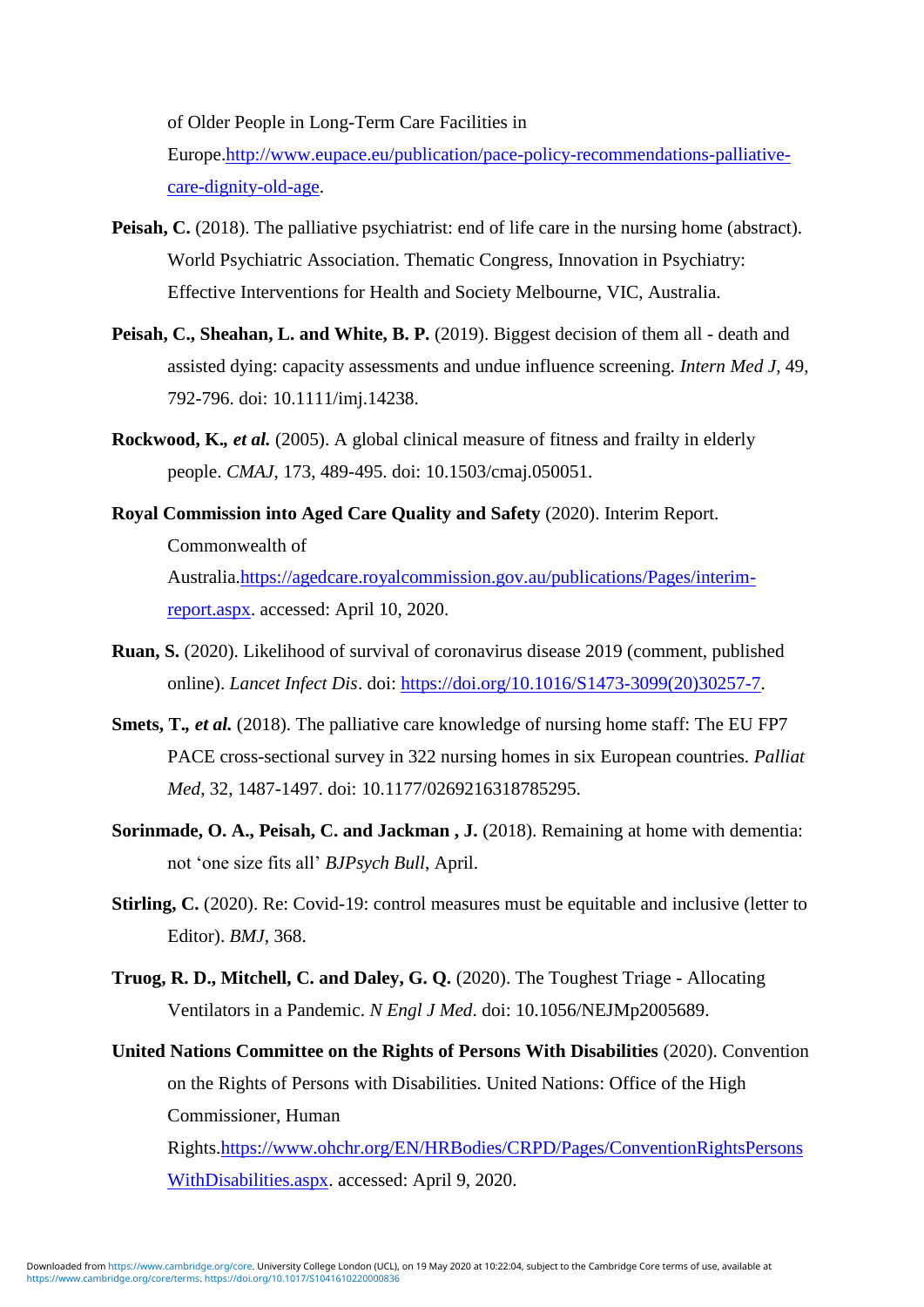of Older People in Long-Term Care Facilities in Europe.http://www.eupace.eu/publication/pace-policy-recommendations-palliative-care-dignity-old-age.

**Peisah, C.** (2018). The palliative psychiatrist: end of life care in the nursing home (abstract). World Psychiatric Association. Thematic Congress, Innovation in Psychiatry: Effective Interventions for Health and Society Melbourne, VIC, Australia.

**Peisah, C., Sheahan, L. and White, B. P.** (2019). Biggest decision of them all - death and assisted dying: capacity assessments and undue influence screening. *Intern Med J*, 49, 792-796. doi: 10.1111/imj.14238.

**Rockwood, K.,** ***et al.*** (2005). A global clinical measure of fitness and frailty in elderly people. *CMAJ*, 173, 489-495. doi: 10.1503/cmaj.050051.

**Royal Commission into Aged Care Quality and Safety** (2020). Interim Report. Commonwealth of Australia.https://agedcare.royalcommission.gov.au/publications/Pages/interim-report.aspx. accessed: April 10, 2020.

**Ruan, S.** (2020). Likelihood of survival of coronavirus disease 2019 (comment, published online). *Lancet Infect Dis*. doi: https://doi.org/10.1016/S1473-3099(20)30257-7.

**Smets, T.,** ***et al.*** (2018). The palliative care knowledge of nursing home staff: The EU FP7 PACE cross-sectional survey in 322 nursing homes in six European countries. *Palliat Med*, 32, 1487-1497. doi: 10.1177/0269216318785295.

**Sorinmade, O. A., Peisah, C. and Jackman , J.** (2018). Remaining at home with dementia: not 'one size fits all' *BJPsych Bull*, April.

**Stirling, C.** (2020). Re: Covid-19: control measures must be equitable and inclusive (letter to Editor). *BMJ*, 368.

**Truog, R. D., Mitchell, C. and Daley, G. Q.** (2020). The Toughest Triage - Allocating Ventilators in a Pandemic. *N Engl J Med*. doi: 10.1056/NEJMp2005689.

**United Nations Committee on the Rights of Persons With Disabilities** (2020). Convention on the Rights of Persons with Disabilities. United Nations: Office of the High Commissioner, Human Rights.https://www.ohchr.org/EN/HRBodies/CRPD/Pages/ConventionRightsPersonsWithDisabilities.aspx. accessed: April 9, 2020.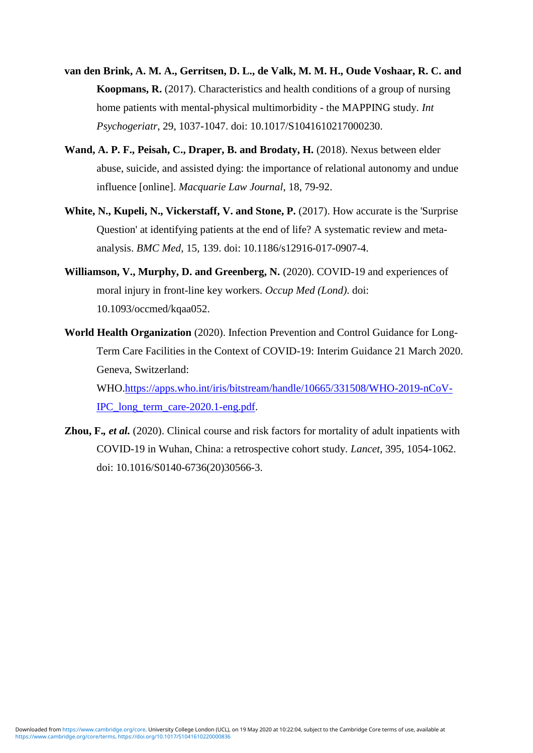**van den Brink, A. M. A., Gerritsen, D. L., de Valk, M. M. H., Oude Voshaar, R. C. and Koopmans, R.** (2017). Characteristics and health conditions of a group of nursing home patients with mental-physical multimorbidity - the MAPPING study. *Int Psychogeriatr*, 29, 1037-1047. doi: 10.1017/S1041610217000230.

**Wand, A. P. F., Peisah, C., Draper, B. and Brodaty, H.** (2018). Nexus between elder abuse, suicide, and assisted dying: the importance of relational autonomy and undue influence [online]. *Macquarie Law Journal*, 18, 79-92.

**White, N., Kupeli, N., Vickerstaff, V. and Stone, P.** (2017). How accurate is the 'Surprise Question' at identifying patients at the end of life? A systematic review and meta-analysis. *BMC Med*, 15, 139. doi: 10.1186/s12916-017-0907-4.

**Williamson, V., Murphy, D. and Greenberg, N.** (2020). COVID-19 and experiences of moral injury in front-line key workers. *Occup Med (Lond)*. doi: 10.1093/occmed/kqaa052.

**World Health Organization** (2020). Infection Prevention and Control Guidance for Long-Term Care Facilities in the Context of COVID-19: Interim Guidance 21 March 2020. Geneva, Switzerland: WHO.[https://apps.who.int/iris/bitstream/handle/10665/331508/WHO-2019-nCoV-IPC_long_term_care-2020.1-eng.pdf](https://apps.who.int/iris/bitstream/handle/10665/331508/WHO-2019-nCoV-IPC_long_term_care-2020.1-eng.pdf).

**Zhou, F., *et al.*** (2020). Clinical course and risk factors for mortality of adult inpatients with COVID-19 in Wuhan, China: a retrospective cohort study. *Lancet*, 395, 1054-1062. doi: 10.1016/S0140-6736(20)30566-3.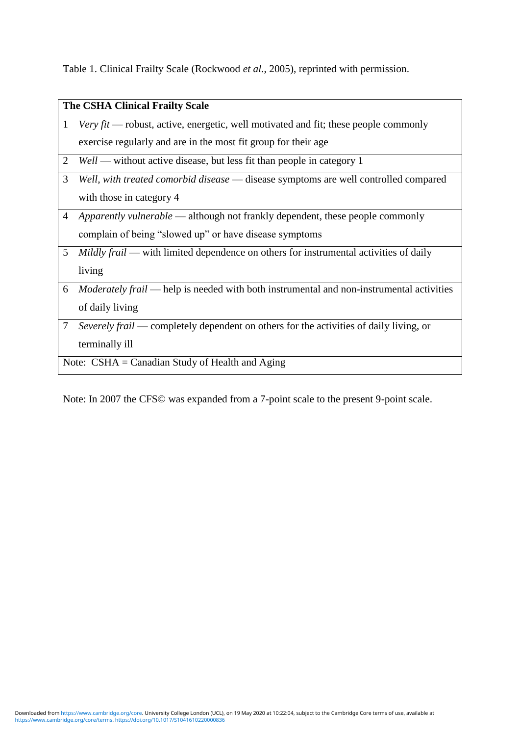Table 1. Clinical Frailty Scale (Rockwood *et al.*, 2005), reprinted with permission.

| **The CSHA Clinical Frailty Scale** | |
|---|---|
| 1 | *Very fit* — robust, active, energetic, well motivated and fit; these people commonly exercise regularly and are in the most fit group for their age |
| 2 | *Well* — without active disease, but less fit than people in category 1 |
| 3 | *Well, with treated comorbid disease* — disease symptoms are well controlled compared with those in category 4 |
| 4 | *Apparently vulnerable* — although not frankly dependent, these people commonly complain of being "slowed up" or have disease symptoms |
| 5 | *Mildly frail* — with limited dependence on others for instrumental activities of daily living |
| 6 | *Moderately frail* — help is needed with both instrumental and non-instrumental activities of daily living |
| 7 | *Severely frail* — completely dependent on others for the activities of daily living, or terminally ill |
| Note: CSHA = Canadian Study of Health and Aging | |

Note: In 2007 the CFS© was expanded from a 7-point scale to the present 9-point scale.